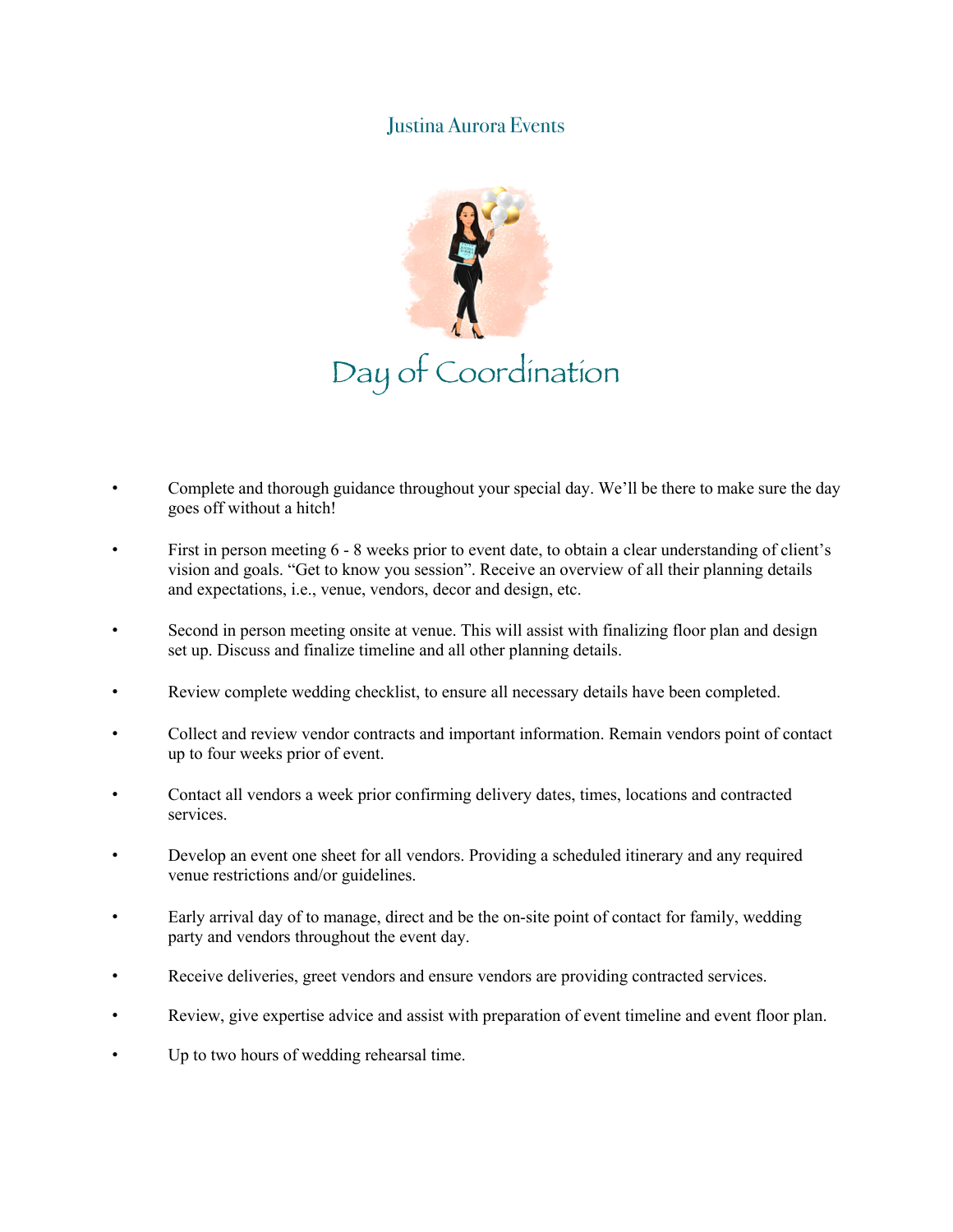Justina Aurora Events

# Day of Coordination

- Complete and thorough guidance throughout your special day. We'll be there to make sure the day goes off without a hitch!
- First in person meeting 6 - 8 weeks prior to event date, to obtain a clear understanding of client's vision and goals. "Get to know you session". Receive an overview of all their planning details and expectations, i.e., venue, vendors, decor and design, etc.
- Second in person meeting onsite at venue. This will assist with finalizing floor plan and design set up. Discuss and finalize timeline and all other planning details.
- Review complete wedding checklist, to ensure all necessary details have been completed.
- Collect and review vendor contracts and important information. Remain vendors point of contact up to four weeks prior of event.
- Contact all vendors a week prior confirming delivery dates, times, locations and contracted services.
- Develop an event one sheet for all vendors. Providing a scheduled itinerary and any required venue restrictions and/or guidelines.
- Early arrival day of to manage, direct and be the on-site point of contact for family, wedding party and vendors throughout the event day.
- Receive deliveries, greet vendors and ensure vendors are providing contracted services.
- Review, give expertise advice and assist with preparation of event timeline and event floor plan.
- Up to two hours of wedding rehearsal time.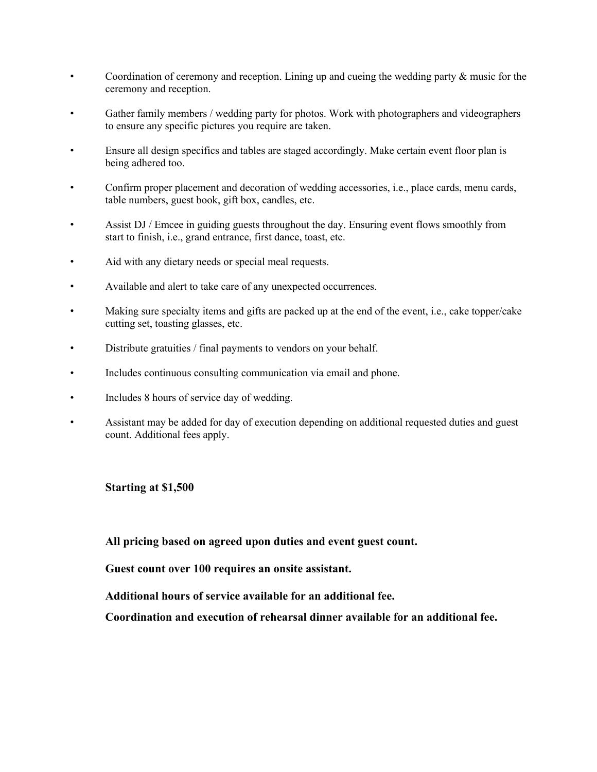- Coordination of ceremony and reception. Lining up and cueing the wedding party & music for the ceremony and reception.
- Gather family members / wedding party for photos. Work with photographers and videographers to ensure any specific pictures you require are taken.
- Ensure all design specifics and tables are staged accordingly. Make certain event floor plan is being adhered too.
- Confirm proper placement and decoration of wedding accessories, i.e., place cards, menu cards, table numbers, guest book, gift box, candles, etc.
- Assist DJ / Emcee in guiding guests throughout the day. Ensuring event flows smoothly from start to finish, i.e., grand entrance, first dance, toast, etc.
- Aid with any dietary needs or special meal requests.
- Available and alert to take care of any unexpected occurrences.
- Making sure specialty items and gifts are packed up at the end of the event, i.e., cake topper/cake cutting set, toasting glasses, etc.
- Distribute gratuities / final payments to vendors on your behalf.
- Includes continuous consulting communication via email and phone.
- Includes 8 hours of service day of wedding.
- Assistant may be added for day of execution depending on additional requested duties and guest count. Additional fees apply.

**Starting at $1,500**

**All pricing based on agreed upon duties and event guest count.**

**Guest count over 100 requires an onsite assistant.**

**Additional hours of service available for an additional fee.**

**Coordination and execution of rehearsal dinner available for an additional fee.**